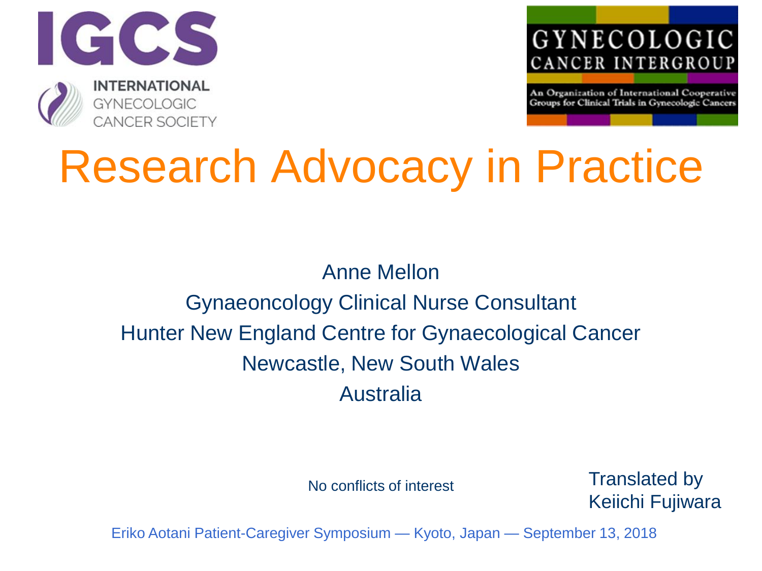IGCS

INTERNATIONAL GYNECOLOGIC CANCER SOCIETY

GYNECOLOGIC CANCER INTERGROUP

An Organization of International Cooperative Groups for Clinical Trials in Gynecologic Cancers

# Research Advocacy in Practice

Anne Mellon

Gynaeoncology Clinical Nurse Consultant

Hunter New England Centre for Gynaecological Cancer

Newcastle, New South Wales

Australia

No conflicts of interest

Translated by Keiichi Fujiwara

Eriko Aotani Patient-Caregiver Symposium — Kyoto, Japan — September 13, 2018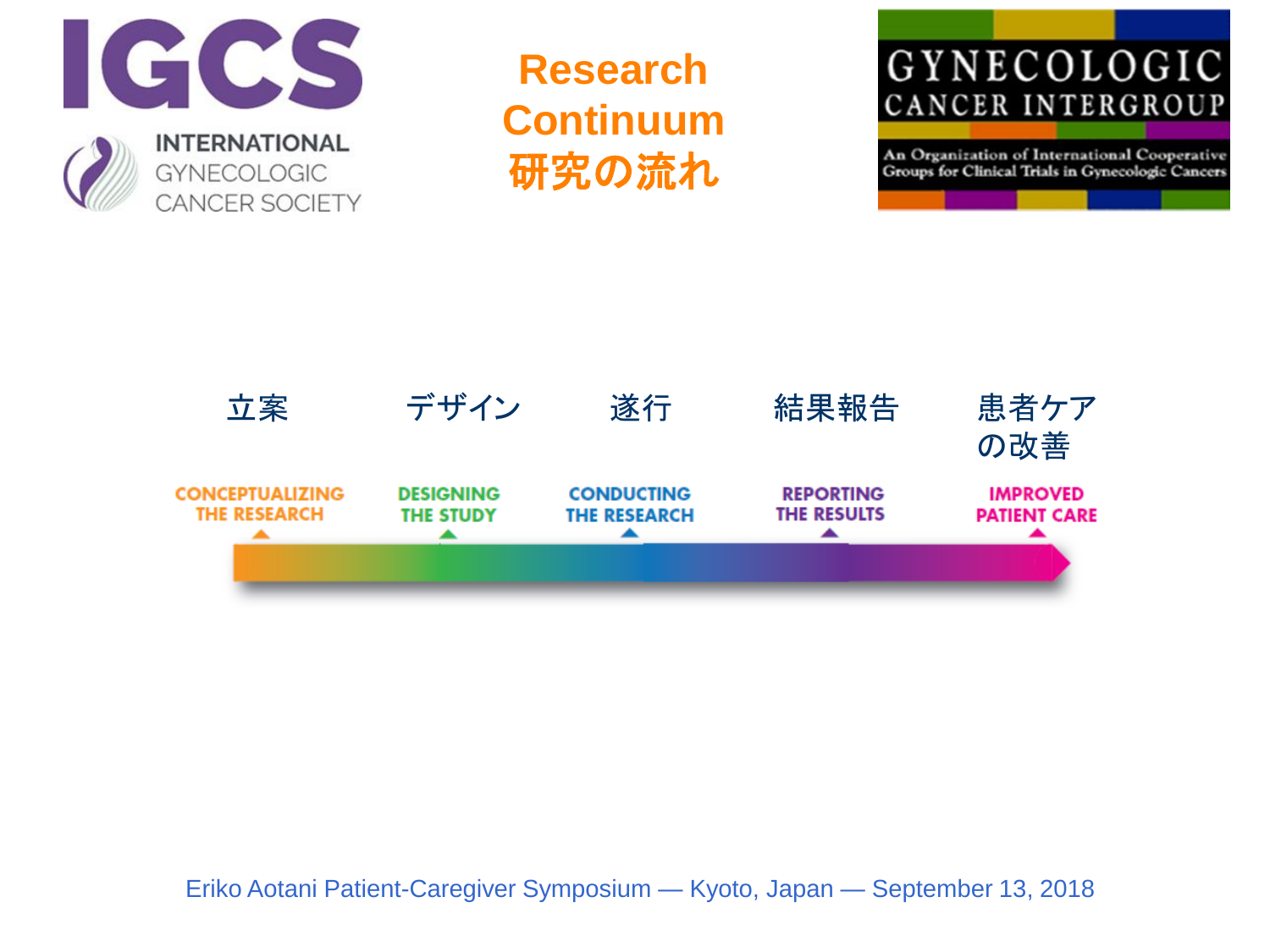# Research Continuum
# 研究の流れ

IGCS — INTERNATIONAL GYNECOLOGIC CANCER SOCIETY

GYNECOLOGIC CANCER INTERGROUP — An Organization of International Cooperative Groups for Clinical Trials in Gynecologic Cancers

| 立案 | デザイン | 遂行 | 結果報告 | 患者ケアの改善 |
| --- | --- | --- | --- | --- |
| CONCEPTUALIZING THE RESEARCH | DESIGNING THE STUDY | CONDUCTING THE RESEARCH | REPORTING THE RESULTS | IMPROVED PATIENT CARE |

Eriko Aotani Patient-Caregiver Symposium — Kyoto, Japan — September 13, 2018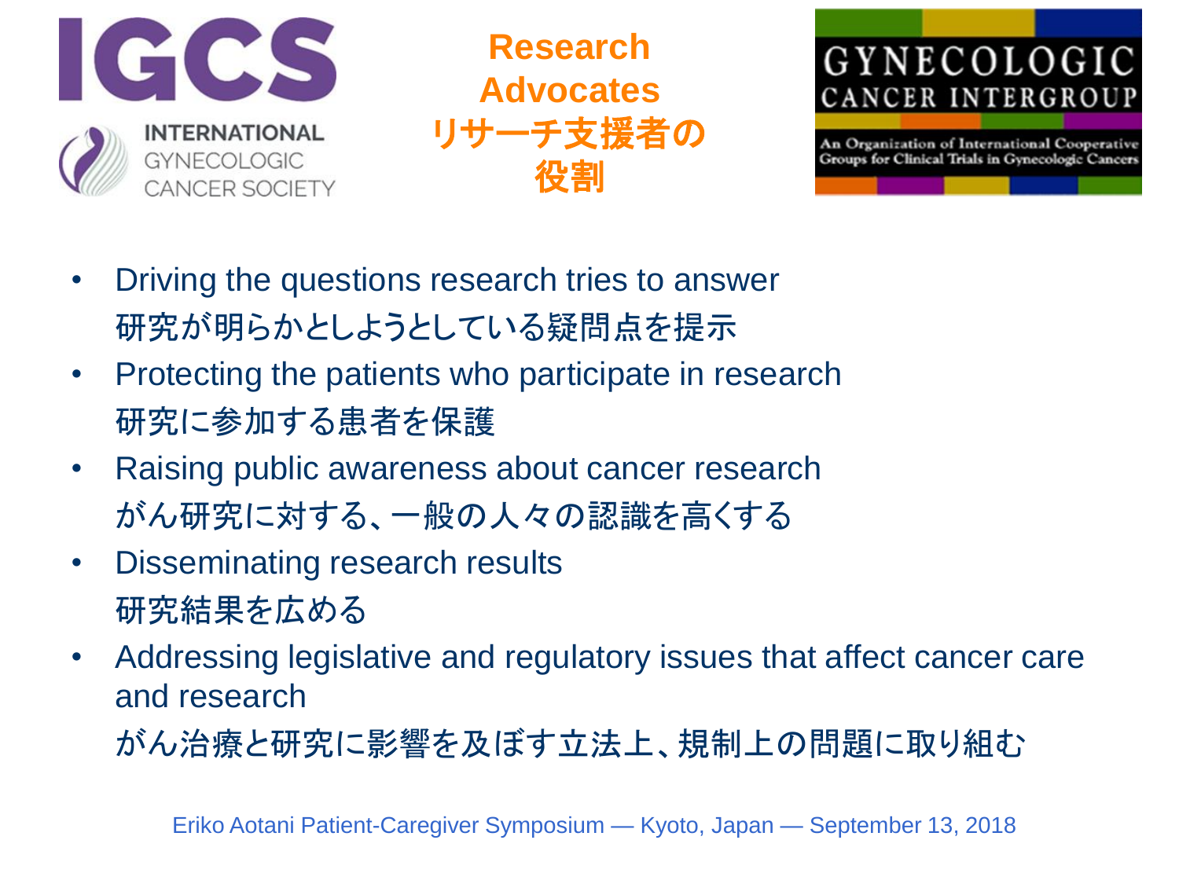# Research Advocates リサーチ支援者の役割

- Driving the questions research tries to answer
  研究が明らかとしようとしている疑問点を提示
- Protecting the patients who participate in research
  研究に参加する患者を保護
- Raising public awareness about cancer research
  がん研究に対する、一般の人々の認識を高くする
- Disseminating research results
  研究結果を広める
- Addressing legislative and regulatory issues that affect cancer care and research
  がん治療と研究に影響を及ぼす立法上、規制上の問題に取り組む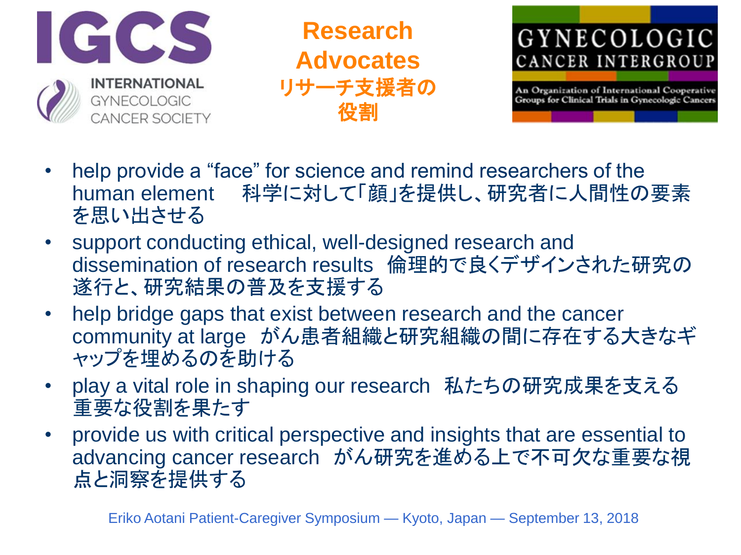# Research Advocates リサーチ支援者の役割

- help provide a “face” for science and remind researchers of the human element　科学に対して｢顔｣を提供し、研究者に人間性の要素を思い出させる
- support conducting ethical, well-designed research and dissemination of research results　倫理的で良くデザインされた研究の遂行と、研究結果の普及を支援する
- help bridge gaps that exist between research and the cancer community at large　がん患者組織と研究組織の間に存在する大きなギャップを埋めるのを助ける
- play a vital role in shaping our research　私たちの研究成果を支える重要な役割を果たす
- provide us with critical perspective and insights that are essential to advancing cancer research　がん研究を進める上で不可欠な重要な視点と洞察を提供する

Eriko Aotani Patient-Caregiver Symposium — Kyoto, Japan — September 13, 2018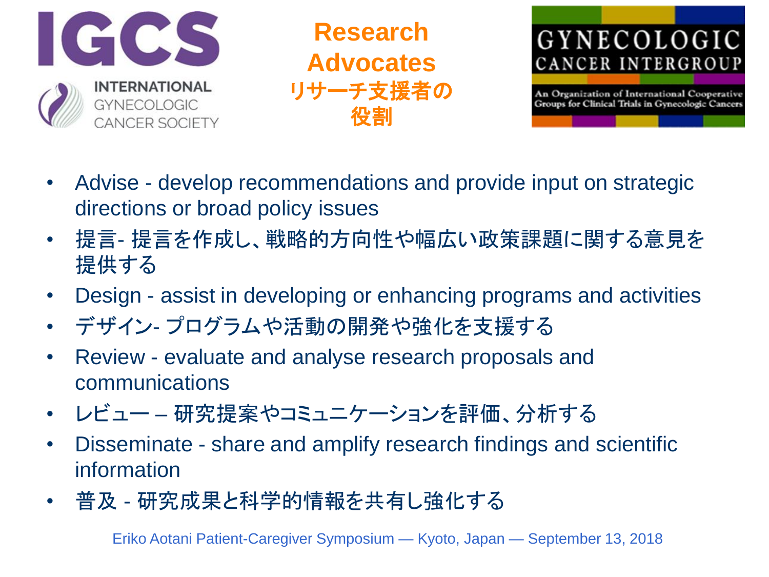# Research Advocates
# リサーチ支援者の役割

- Advise - develop recommendations and provide input on strategic directions or broad policy issues
- 提言- 提言を作成し、戦略的方向性や幅広い政策課題に関する意見を提供する
- Design - assist in developing or enhancing programs and activities
- デザイン- プログラムや活動の開発や強化を支援する
- Review - evaluate and analyse research proposals and communications
- レビュー – 研究提案やコミュニケーションを評価、分析する
- Disseminate - share and amplify research findings and scientific information
- 普及 - 研究成果と科学的情報を共有し強化する

Eriko Aotani Patient-Caregiver Symposium — Kyoto, Japan — September 13, 2018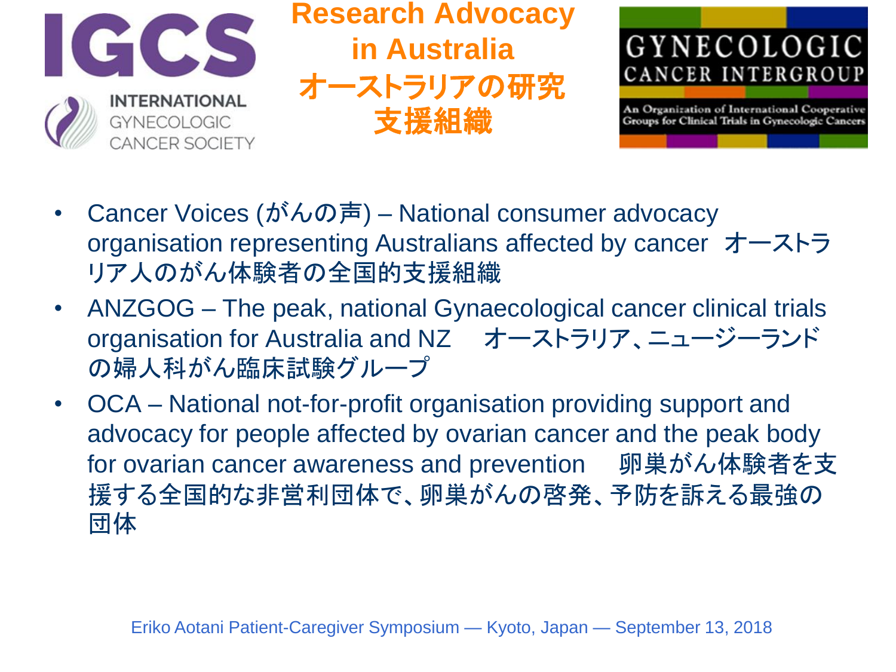# Research Advocacy in Australia オーストラリアの研究支援組織

- Cancer Voices (がんの声) – National consumer advocacy organisation representing Australians affected by cancer オーストラリア人のがん体験者の全国的支援組織
- ANZGOG – The peak, national Gynaecological cancer clinical trials organisation for Australia and NZ オーストラリア、ニュージーランドの婦人科がん臨床試験グループ
- OCA – National not-for-profit organisation providing support and advocacy for people affected by ovarian cancer and the peak body for ovarian cancer awareness and prevention 卵巣がん体験者を支援する全国的な非営利団体で、卵巣がんの啓発、予防を訴える最強の団体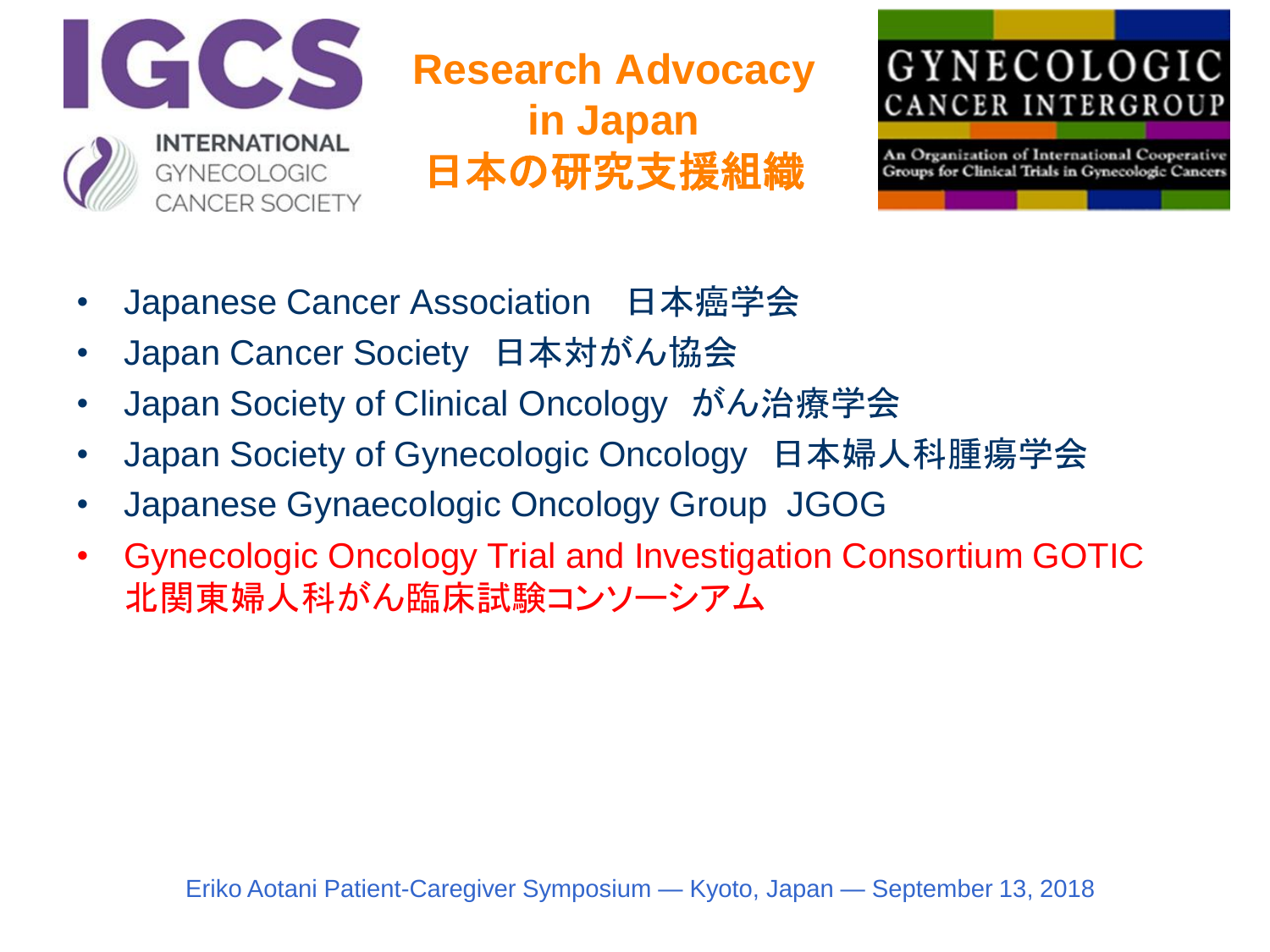# Research Advocacy in Japan 日本の研究支援組織

- Japanese Cancer Association　日本癌学会
- Japan Cancer Society　日本対がん協会
- Japan Society of Clinical Oncology　がん治療学会
- Japan Society of Gynecologic Oncology　日本婦人科腫瘍学会
- Japanese Gynaecologic Oncology Group　JGOG
- Gynecologic Oncology Trial and Investigation Consortium GOTIC 北関東婦人科がん臨床試験コンソーシアム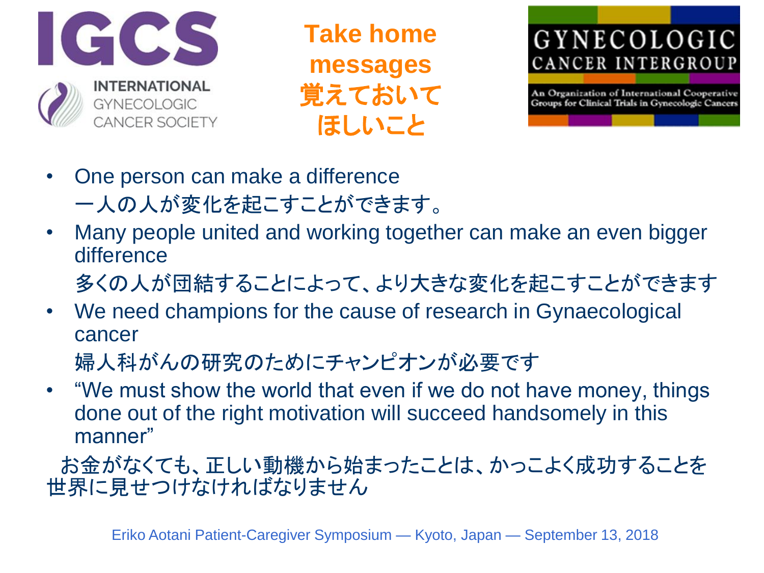IGCS

INTERNATIONAL GYNECOLOGIC CANCER SOCIETY

# Take home messages 覚えておいてほしいこと

GYNECOLOGIC CANCER INTERGROUP

An Organization of International Cooperative Groups for Clinical Trials in Gynecologic Cancers

- One person can make a difference
  一人の人が変化を起こすことができます。
- Many people united and working together can make an even bigger difference
  多くの人が団結することによって、より大きな変化を起こすことができます
- We need champions for the cause of research in Gynaecological cancer
  婦人科がんの研究のためにチャンピオンが必要です
- "We must show the world that even if we do not have money, things done out of the right motivation will succeed handsomely in this manner"

お金がなくても、正しい動機から始まったことは、かっこよく成功することを世界に見せつけなければなりません

Eriko Aotani Patient-Caregiver Symposium — Kyoto, Japan — September 13, 2018